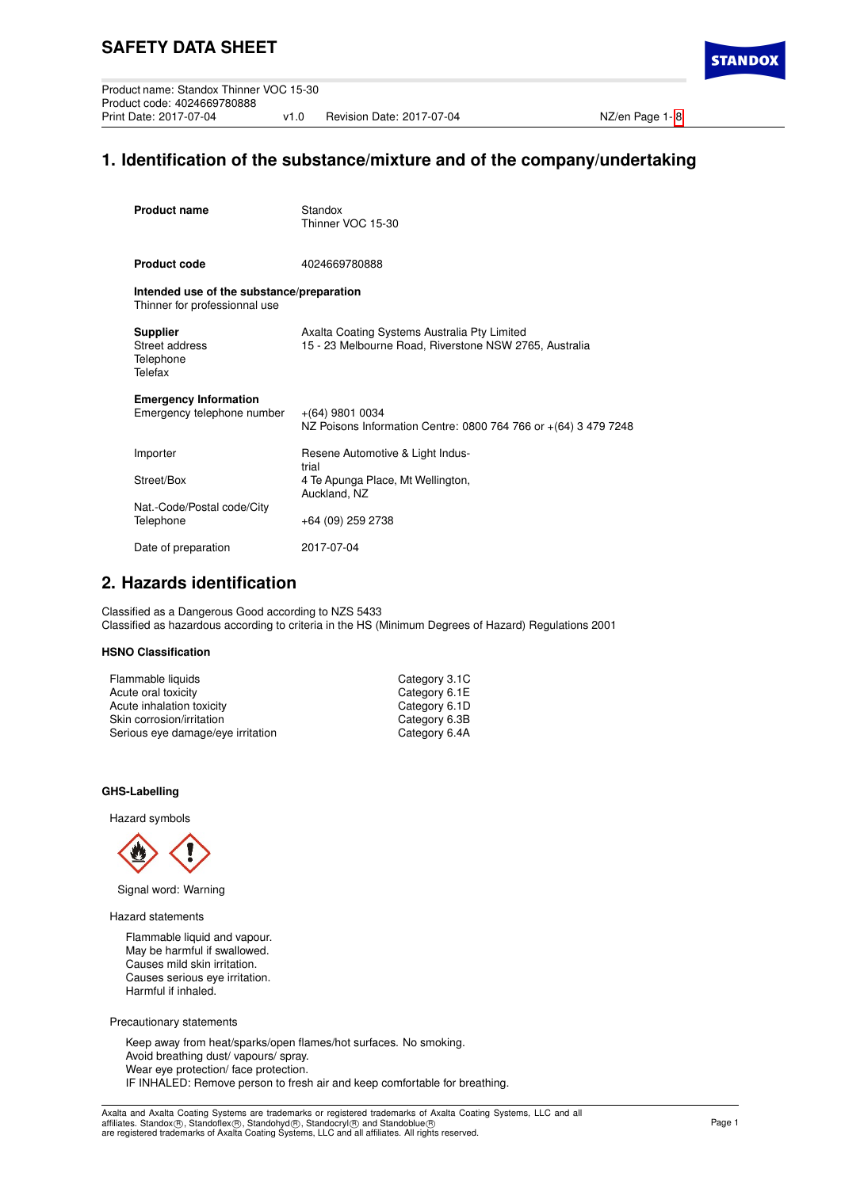# SAFETY DATA SHEET

Product name: Standox Thinner VOC 15-30
Product code: 4024669780888
Print Date: 2017-07-04 v1.0 Revision Date: 2017-07-04

## 1. Identification of the substance/mixture and of the company/undertaking

| | |
|---|---|
| **Product name** | Standox Thinner VOC 15-30 |
| **Product code** | 4024669780888 |

**Intended use of the substance/preparation**
Thinner for professionnal use

| | |
|---|---|
| **Supplier** | Axalta Coating Systems Australia Pty Limited |
| Street address | 15 - 23 Melbourne Road, Riverstone NSW 2765, Australia |
| Telephone | |
| Telefax | |
| **Emergency Information** | |
| Emergency telephone number | +(64) 9801 0034<br>NZ Poisons Information Centre: 0800 764 766 or +(64) 3 479 7248 |
| Importer | Resene Automotive & Light Industrial |
| Street/Box | 4 Te Apunga Place, Mt Wellington, Auckland, NZ |
| Nat.-Code/Postal code/City | |
| Telephone | +64 (09) 259 2738 |
| Date of preparation | 2017-07-04 |

## 2. Hazards identification

Classified as a Dangerous Good according to NZS 5433
Classified as hazardous according to criteria in the HS (Minimum Degrees of Hazard) Regulations 2001

### HSNO Classification

| | |
|---|---|
| Flammable liquids | Category 3.1C |
| Acute oral toxicity | Category 6.1E |
| Acute inhalation toxicity | Category 6.1D |
| Skin corrosion/irritation | Category 6.3B |
| Serious eye damage/eye irritation | Category 6.4A |

### GHS-Labelling

Hazard symbols

Signal word: Warning

Hazard statements

Flammable liquid and vapour.
May be harmful if swallowed.
Causes mild skin irritation.
Causes serious eye irritation.
Harmful if inhaled.

Precautionary statements

Keep away from heat/sparks/open flames/hot surfaces. No smoking.
Avoid breathing dust/ vapours/ spray.
Wear eye protection/ face protection.
IF INHALED: Remove person to fresh air and keep comfortable for breathing.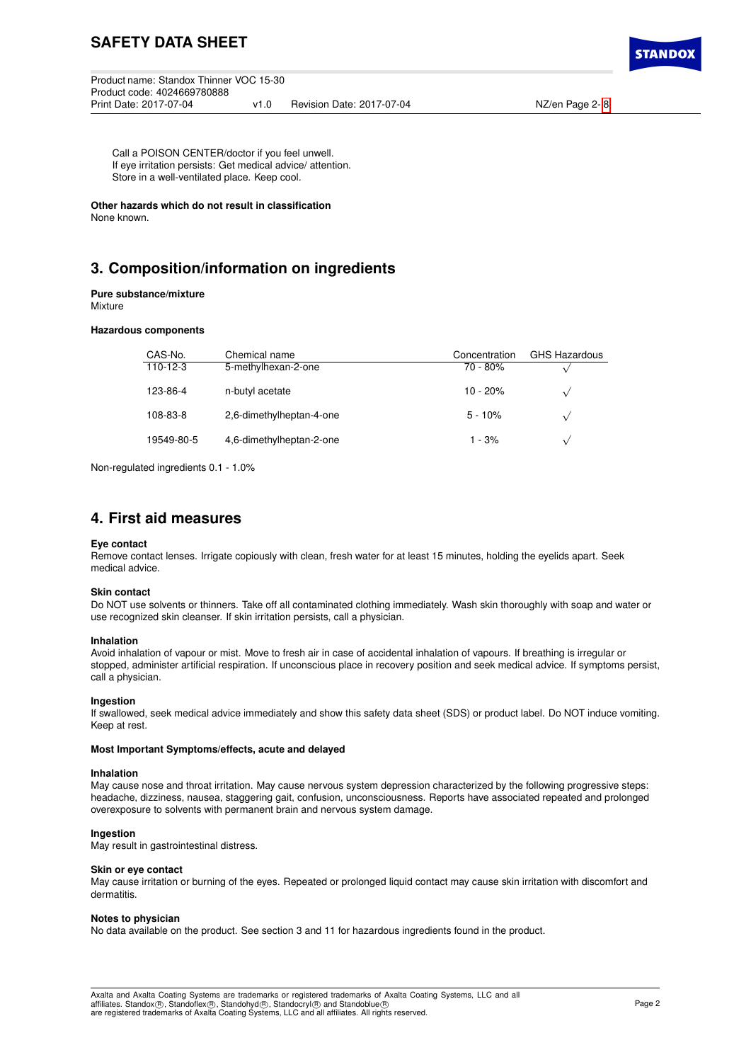Call a POISON CENTER/doctor if you feel unwell.
If eye irritation persists: Get medical advice/ attention.
Store in a well-ventilated place. Keep cool.

**Other hazards which do not result in classification**
None known.

## 3. Composition/information on ingredients

**Pure substance/mixture**
Mixture

**Hazardous components**

| CAS-No. | Chemical name | Concentration | GHS Hazardous |
|---|---|---|---|
| 110-12-3 | 5-methylhexan-2-one | 70 - 80% | √ |
| 123-86-4 | n-butyl acetate | 10 - 20% | √ |
| 108-83-8 | 2,6-dimethylheptan-4-one | 5 - 10% | √ |
| 19549-80-5 | 4,6-dimethylheptan-2-one | 1 - 3% | √ |

Non-regulated ingredients 0.1 - 1.0%

## 4. First aid measures

**Eye contact**
Remove contact lenses. Irrigate copiously with clean, fresh water for at least 15 minutes, holding the eyelids apart. Seek medical advice.

**Skin contact**
Do NOT use solvents or thinners. Take off all contaminated clothing immediately. Wash skin thoroughly with soap and water or use recognized skin cleanser. If skin irritation persists, call a physician.

**Inhalation**
Avoid inhalation of vapour or mist. Move to fresh air in case of accidental inhalation of vapours. If breathing is irregular or stopped, administer artificial respiration. If unconscious place in recovery position and seek medical advice. If symptoms persist, call a physician.

**Ingestion**
If swallowed, seek medical advice immediately and show this safety data sheet (SDS) or product label. Do NOT induce vomiting. Keep at rest.

**Most Important Symptoms/effects, acute and delayed**

**Inhalation**
May cause nose and throat irritation. May cause nervous system depression characterized by the following progressive steps: headache, dizziness, nausea, staggering gait, confusion, unconsciousness. Reports have associated repeated and prolonged overexposure to solvents with permanent brain and nervous system damage.

**Ingestion**
May result in gastrointestinal distress.

**Skin or eye contact**
May cause irritation or burning of the eyes. Repeated or prolonged liquid contact may cause skin irritation with discomfort and dermatitis.

**Notes to physician**
No data available on the product. See section 3 and 11 for hazardous ingredients found in the product.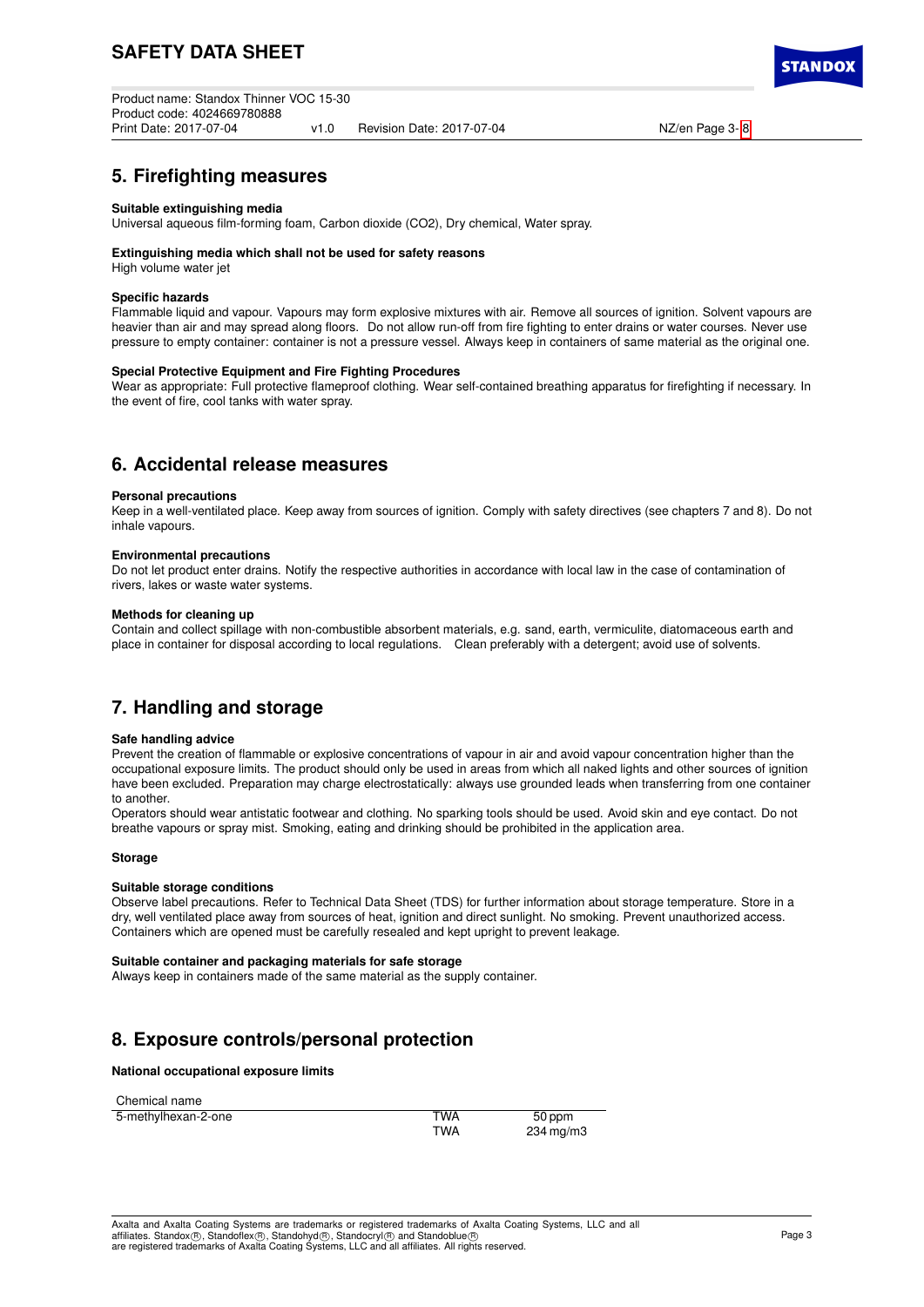## 5. Firefighting measures

**Suitable extinguishing media**
Universal aqueous film-forming foam, Carbon dioxide (CO2), Dry chemical, Water spray.

**Extinguishing media which shall not be used for safety reasons**
High volume water jet

**Specific hazards**
Flammable liquid and vapour. Vapours may form explosive mixtures with air. Remove all sources of ignition. Solvent vapours are heavier than air and may spread along floors. Do not allow run-off from fire fighting to enter drains or water courses. Never use pressure to empty container: container is not a pressure vessel. Always keep in containers of same material as the original one.

**Special Protective Equipment and Fire Fighting Procedures**
Wear as appropriate: Full protective flameproof clothing. Wear self-contained breathing apparatus for firefighting if necessary. In the event of fire, cool tanks with water spray.

## 6. Accidental release measures

**Personal precautions**
Keep in a well-ventilated place. Keep away from sources of ignition. Comply with safety directives (see chapters 7 and 8). Do not inhale vapours.

**Environmental precautions**
Do not let product enter drains. Notify the respective authorities in accordance with local law in the case of contamination of rivers, lakes or waste water systems.

**Methods for cleaning up**
Contain and collect spillage with non-combustible absorbent materials, e.g. sand, earth, vermiculite, diatomaceous earth and place in container for disposal according to local regulations. Clean preferably with a detergent; avoid use of solvents.

## 7. Handling and storage

**Safe handling advice**
Prevent the creation of flammable or explosive concentrations of vapour in air and avoid vapour concentration higher than the occupational exposure limits. The product should only be used in areas from which all naked lights and other sources of ignition have been excluded. Preparation may charge electrostatically: always use grounded leads when transferring from one container to another.
Operators should wear antistatic footwear and clothing. No sparking tools should be used. Avoid skin and eye contact. Do not breathe vapours or spray mist. Smoking, eating and drinking should be prohibited in the application area.

**Storage**

**Suitable storage conditions**
Observe label precautions. Refer to Technical Data Sheet (TDS) for further information about storage temperature. Store in a dry, well ventilated place away from sources of heat, ignition and direct sunlight. No smoking. Prevent unauthorized access. Containers which are opened must be carefully resealed and kept upright to prevent leakage.

**Suitable container and packaging materials for safe storage**
Always keep in containers made of the same material as the supply container.

## 8. Exposure controls/personal protection

**National occupational exposure limits**

| Chemical name | | |
|---|---|---|
| 5-methylhexan-2-one | TWA | 50 ppm |
| | TWA | 234 mg/m3 |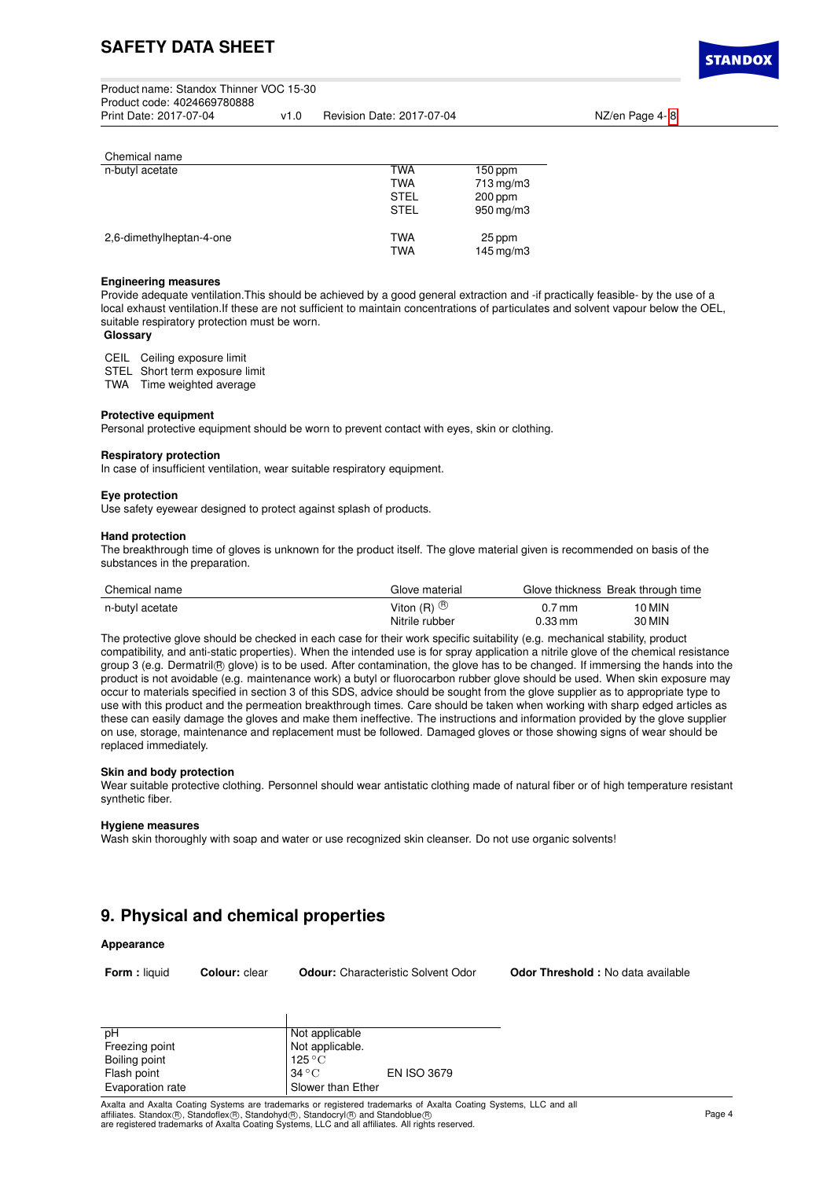| Chemical name | | |
|---|---|---|
| n-butyl acetate | TWA | 150 ppm |
| | TWA | 713 mg/m3 |
| | STEL | 200 ppm |
| | STEL | 950 mg/m3 |
| 2,6-dimethylheptan-4-one | TWA | 25 ppm |
| | TWA | 145 mg/m3 |

**Engineering measures**

Provide adequate ventilation.This should be achieved by a good general extraction and -if practically feasible- by the use of a local exhaust ventilation.If these are not sufficient to maintain concentrations of particulates and solvent vapour below the OEL, suitable respiratory protection must be worn.

**Glossary**

| | |
|---|---|
| CEIL | Ceiling exposure limit |
| STEL | Short term exposure limit |
| TWA | Time weighted average |

**Protective equipment**

Personal protective equipment should be worn to prevent contact with eyes, skin or clothing.

**Respiratory protection**

In case of insufficient ventilation, wear suitable respiratory equipment.

**Eye protection**

Use safety eyewear designed to protect against splash of products.

**Hand protection**

The breakthrough time of gloves is unknown for the product itself. The glove material given is recommended on basis of the substances in the preparation.

| Chemical name | Glove material | Glove thickness | Break through time |
|---|---|---|---|
| n-butyl acetate | Viton (R) ® | 0.7 mm | 10 MIN |
| | Nitrile rubber | 0.33 mm | 30 MIN |

The protective glove should be checked in each case for their work specific suitability (e.g. mechanical stability, product compatibility, and anti-static properties). When the intended use is for spray application a nitrile glove of the chemical resistance group 3 (e.g. Dermatril® glove) is to be used. After contamination, the glove has to be changed. If immersing the hands into the product is not avoidable (e.g. maintenance work) a butyl or fluorocarbon rubber glove should be used. When skin exposure may occur to materials specified in section 3 of this SDS, advice should be sought from the glove supplier as to appropriate type to use with this product and the permeation breakthrough times. Care should be taken when working with sharp edged articles as these can easily damage the gloves and make them ineffective. The instructions and information provided by the glove supplier on use, storage, maintenance and replacement must be followed. Damaged gloves or those showing signs of wear should be replaced immediately.

**Skin and body protection**

Wear suitable protective clothing. Personnel should wear antistatic clothing made of natural fiber or of high temperature resistant synthetic fiber.

**Hygiene measures**

Wash skin thoroughly with soap and water or use recognized skin cleanser. Do not use organic solvents!

## 9. Physical and chemical properties

**Appearance**

**Form :** liquid    **Colour:** clear    **Odour:** Characteristic Solvent Odor    **Odor Threshold :** No data available

| | | |
|---|---|---|
| pH | Not applicable | |
| Freezing point | Not applicable. | |
| Boiling point | 125 °C | |
| Flash point | 34 °C | EN ISO 3679 |
| Evaporation rate | Slower than Ether | |

Axalta and Axalta Coating Systems are trademarks or registered trademarks of Axalta Coating Systems, LLC and all affiliates. Standox®, Standoflex®, Standohyd®, Standocryl® and Standoblue® are registered trademarks of Axalta Coating Systems, LLC and all affiliates. All rights reserved.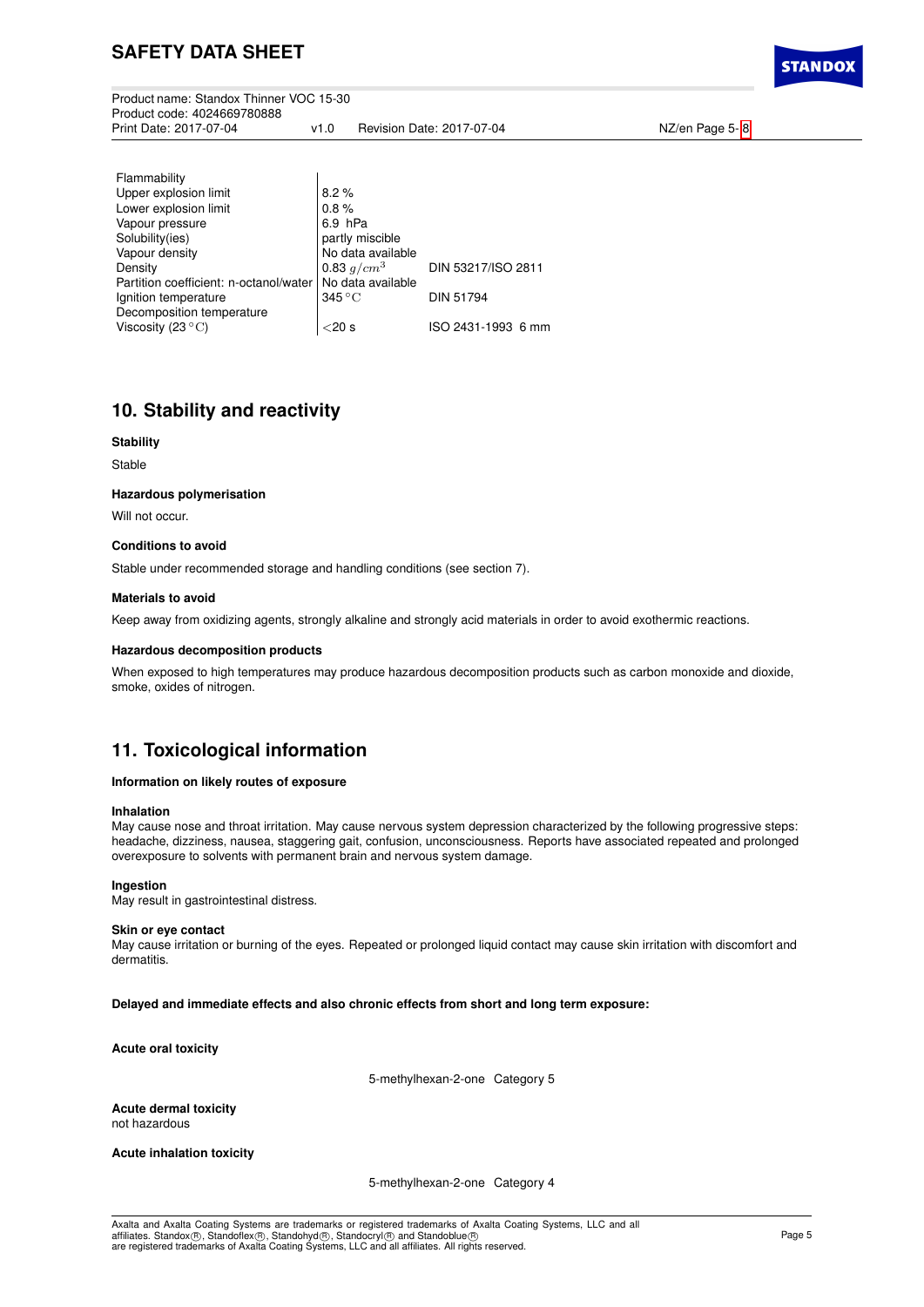| | | |
|---|---|---|
| Flammability | | |
| Upper explosion limit | 8.2 % | |
| Lower explosion limit | 0.8 % | |
| Vapour pressure | 6.9 hPa | |
| Solubility(ies) | partly miscible | |
| Vapour density | No data available | |
| Density | 0.83 $g/cm^3$ | DIN 53217/ISO 2811 |
| Partition coefficient: n-octanol/water | No data available | |
| Ignition temperature | 345 $^\circ$C | DIN 51794 |
| Decomposition temperature | | |
| Viscosity (23 $^\circ$C) | <20 s | ISO 2431-1993 6 mm |

## 10. Stability and reactivity

**Stability**

Stable

**Hazardous polymerisation**

Will not occur.

**Conditions to avoid**

Stable under recommended storage and handling conditions (see section 7).

**Materials to avoid**

Keep away from oxidizing agents, strongly alkaline and strongly acid materials in order to avoid exothermic reactions.

**Hazardous decomposition products**

When exposed to high temperatures may produce hazardous decomposition products such as carbon monoxide and dioxide, smoke, oxides of nitrogen.

## 11. Toxicological information

**Information on likely routes of exposure**

**Inhalation**
May cause nose and throat irritation. May cause nervous system depression characterized by the following progressive steps: headache, dizziness, nausea, staggering gait, confusion, unconsciousness. Reports have associated repeated and prolonged overexposure to solvents with permanent brain and nervous system damage.

**Ingestion**
May result in gastrointestinal distress.

**Skin or eye contact**
May cause irritation or burning of the eyes. Repeated or prolonged liquid contact may cause skin irritation with discomfort and dermatitis.

**Delayed and immediate effects and also chronic effects from short and long term exposure:**

**Acute oral toxicity**

5-methylhexan-2-one Category 5

**Acute dermal toxicity**
not hazardous

**Acute inhalation toxicity**

5-methylhexan-2-one Category 4

Axalta and Axalta Coating Systems are trademarks or registered trademarks of Axalta Coating Systems, LLC and all affiliates. Standox®, Standoflex®, Standohyd®, Standocryl® and Standoblue® are registered trademarks of Axalta Coating Systems, LLC and all affiliates. All rights reserved.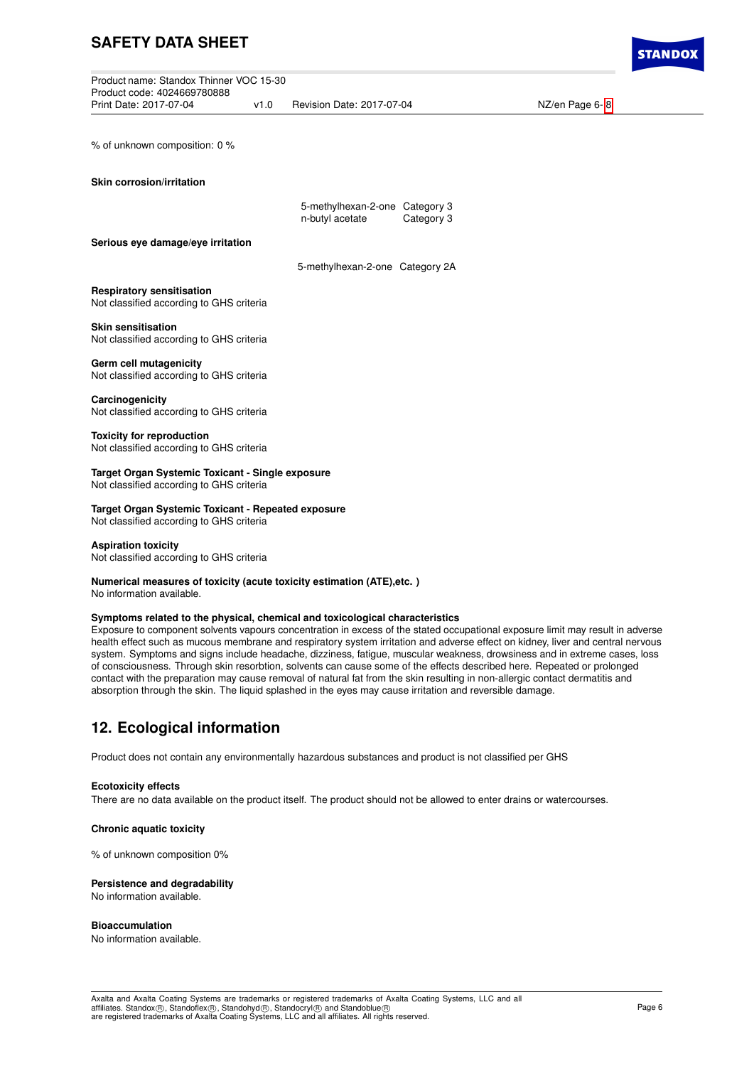% of unknown composition: 0 %

**Skin corrosion/irritation**

| | |
|---|---|
| 5-methylhexan-2-one | Category 3 |
| n-butyl acetate | Category 3 |

**Serious eye damage/eye irritation**

| | |
|---|---|
| 5-methylhexan-2-one | Category 2A |

**Respiratory sensitisation**
Not classified according to GHS criteria

**Skin sensitisation**
Not classified according to GHS criteria

**Germ cell mutagenicity**
Not classified according to GHS criteria

**Carcinogenicity**
Not classified according to GHS criteria

**Toxicity for reproduction**
Not classified according to GHS criteria

**Target Organ Systemic Toxicant - Single exposure**
Not classified according to GHS criteria

**Target Organ Systemic Toxicant - Repeated exposure**
Not classified according to GHS criteria

**Aspiration toxicity**
Not classified according to GHS criteria

**Numerical measures of toxicity (acute toxicity estimation (ATE),etc. )**
No information available.

**Symptoms related to the physical, chemical and toxicological characteristics**
Exposure to component solvents vapours concentration in excess of the stated occupational exposure limit may result in adverse health effect such as mucous membrane and respiratory system irritation and adverse effect on kidney, liver and central nervous system. Symptoms and signs include headache, dizziness, fatigue, muscular weakness, drowsiness and in extreme cases, loss of consciousness. Through skin resorbtion, solvents can cause some of the effects described here. Repeated or prolonged contact with the preparation may cause removal of natural fat from the skin resulting in non-allergic contact dermatitis and absorption through the skin. The liquid splashed in the eyes may cause irritation and reversible damage.

## 12. Ecological information

Product does not contain any environmentally hazardous substances and product is not classified per GHS

**Ecotoxicity effects**
There are no data available on the product itself. The product should not be allowed to enter drains or watercourses.

**Chronic aquatic toxicity**

% of unknown composition 0%

**Persistence and degradability**
No information available.

**Bioaccumulation**
No information available.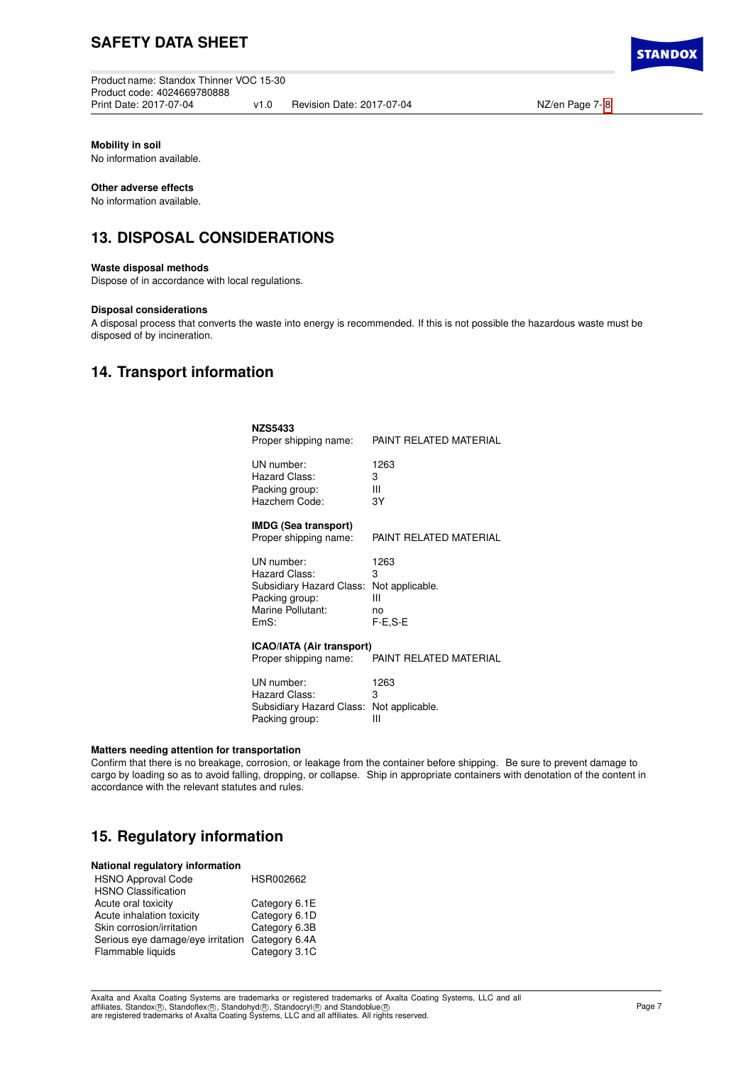**Mobility in soil**
No information available.

**Other adverse effects**
No information available.

## 13. DISPOSAL CONSIDERATIONS

**Waste disposal methods**
Dispose of in accordance with local regulations.

**Disposal considerations**
A disposal process that converts the waste into energy is recommended. If this is not possible the hazardous waste must be disposed of by incineration.

## 14. Transport information

**NZS5433**

| | |
|---|---|
| Proper shipping name: | PAINT RELATED MATERIAL |
| UN number: | 1263 |
| Hazard Class: | 3 |
| Packing group: | III |
| Hazchem Code: | 3Y |

**IMDG (Sea transport)**

| | |
|---|---|
| Proper shipping name: | PAINT RELATED MATERIAL |
| UN number: | 1263 |
| Hazard Class: | 3 |
| Subsidiary Hazard Class: | Not applicable. |
| Packing group: | III |
| Marine Pollutant: | no |
| EmS: | F-E,S-E |

**ICAO/IATA (Air transport)**

| | |
|---|---|
| Proper shipping name: | PAINT RELATED MATERIAL |
| UN number: | 1263 |
| Hazard Class: | 3 |
| Subsidiary Hazard Class: | Not applicable. |
| Packing group: | III |

**Matters needing attention for transportation**
Confirm that there is no breakage, corrosion, or leakage from the container before shipping. Be sure to prevent damage to cargo by loading so as to avoid falling, dropping, or collapse. Ship in appropriate containers with denotation of the content in accordance with the relevant statutes and rules.

## 15. Regulatory information

**National regulatory information**

| | |
|---|---|
| HSNO Approval Code | HSR002662 |
| HSNO Classification | |
| Acute oral toxicity | Category 6.1E |
| Acute inhalation toxicity | Category 6.1D |
| Skin corrosion/irritation | Category 6.3B |
| Serious eye damage/eye irritation | Category 6.4A |
| Flammable liquids | Category 3.1C |

Axalta and Axalta Coating Systems are trademarks or registered trademarks of Axalta Coating Systems, LLC and all affiliates. Standox®, Standoflex®, Standohyd®, Standocryl® and Standoblue® are registered trademarks of Axalta Coating Systems, LLC and all affiliates. All rights reserved.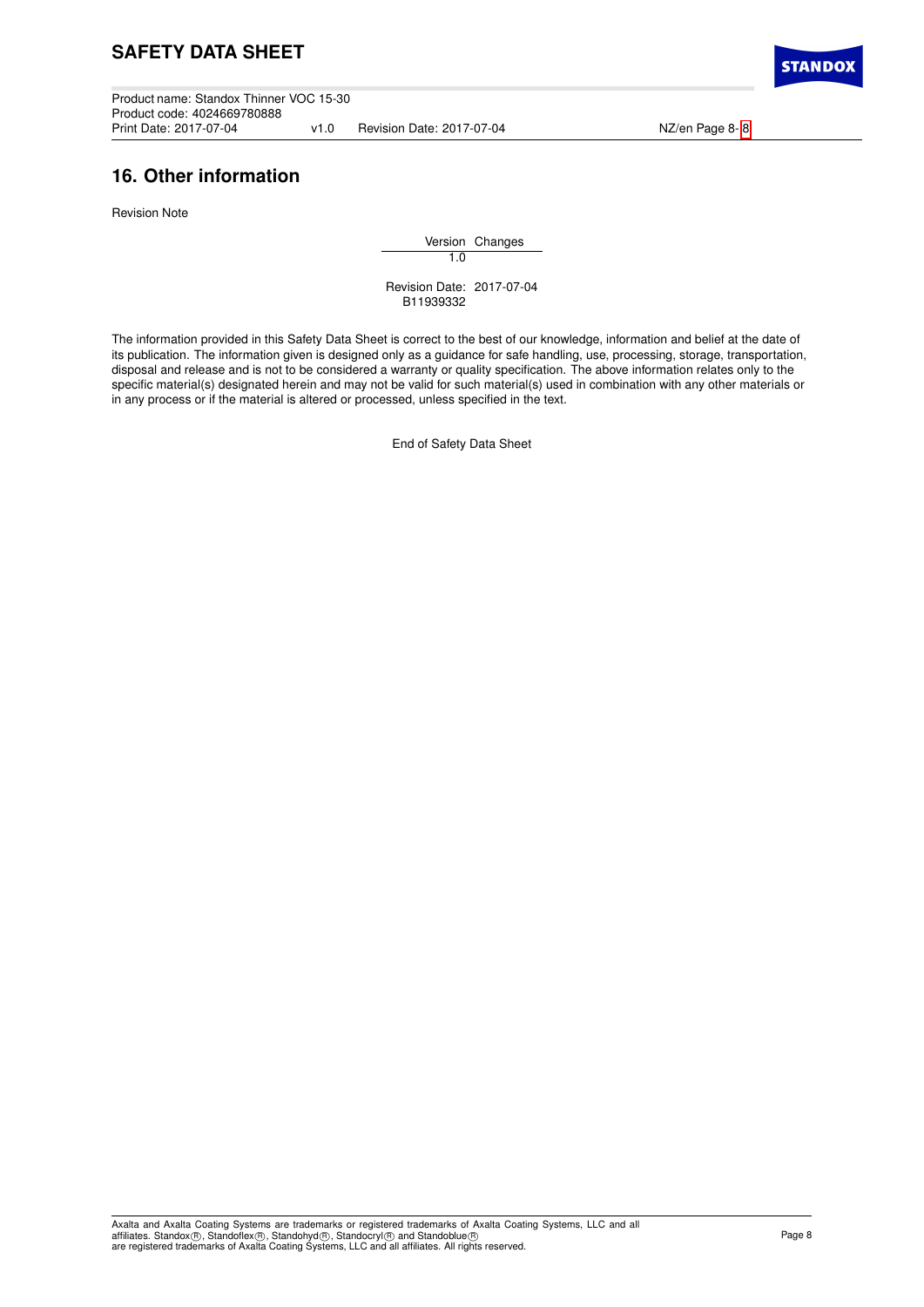## 16. Other information

Revision Note

| Version | Changes |
| --- | --- |
| 1.0 | |

Revision Date: 2017-07-04
B11939332

The information provided in this Safety Data Sheet is correct to the best of our knowledge, information and belief at the date of its publication. The information given is designed only as a guidance for safe handling, use, processing, storage, transportation, disposal and release and is not to be considered a warranty or quality specification. The above information relates only to the specific material(s) designated herein and may not be valid for such material(s) used in combination with any other materials or in any process or if the material is altered or processed, unless specified in the text.

End of Safety Data Sheet

Axalta and Axalta Coating Systems are trademarks or registered trademarks of Axalta Coating Systems, LLC and all affiliates. Standox®, Standoflex®, Standohyd®, Standocryl® and Standoblue® are registered trademarks of Axalta Coating Systems, LLC and all affiliates. All rights reserved.